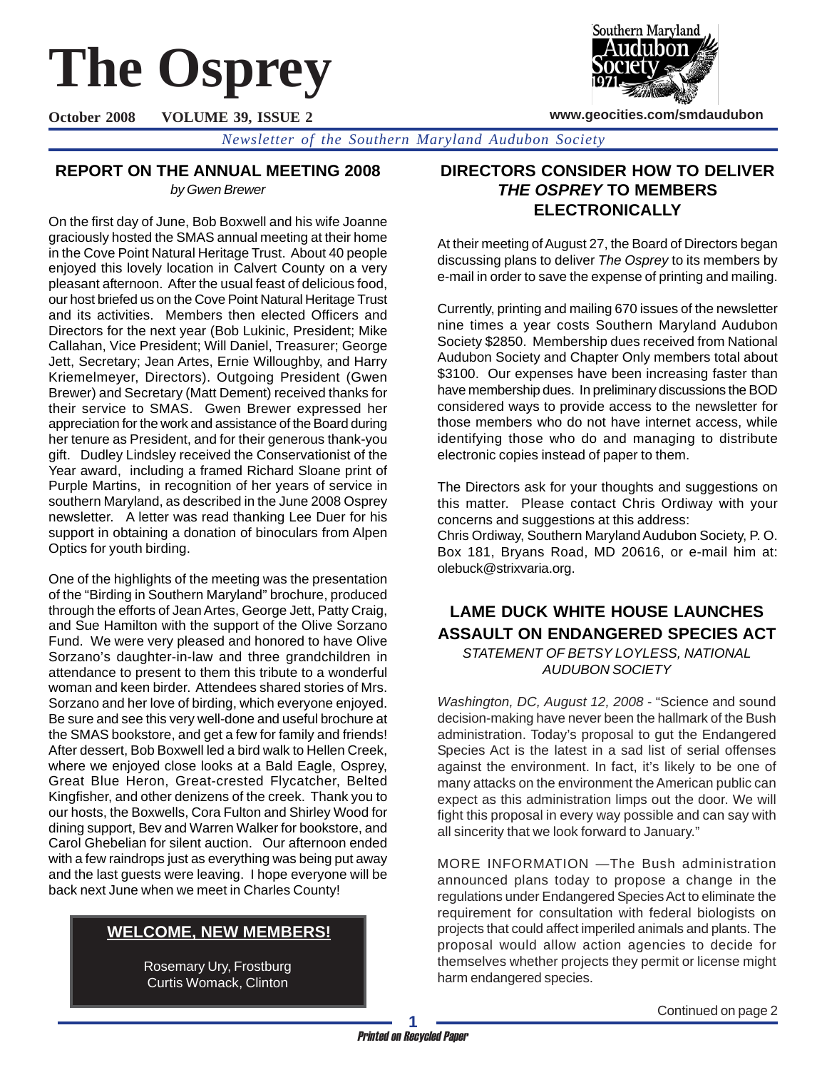# The Osprey

**October 2008 VOLUME 39, ISSUE 2**

**www.geocities.com/smdaudubon**

*Newsletter of the Southern Maryland Audubon Society*

## REPORT ON THE ANNUAL MEETING 2008

*by Gwen Brewer*

On the first day of June, Bob Boxwell and his wife Joanne graciously hosted the SMAS annual meeting at their home in the Cove Point Natural Heritage Trust. About 40 people enjoyed this lovely location in Calvert County on a very pleasant afternoon. After the usual feast of delicious food, our host briefed us on the Cove Point Natural Heritage Trust and its activities. Members then elected Officers and Directors for the next year (Bob Lukinic, President; Mike Callahan, Vice President; Will Daniel, Treasurer; George Jett, Secretary; Jean Artes, Ernie Willoughby, and Harry Kriemelmeyer, Directors). Outgoing President (Gwen Brewer) and Secretary (Matt Dement) received thanks for their service to SMAS. Gwen Brewer expressed her appreciation for the work and assistance of the Board during her tenure as President, and for their generous thank-you gift. Dudley Lindsley received the Conservationist of the Year award, including a framed Richard Sloane print of Purple Martins, in recognition of her years of service in southern Maryland, as described in the June 2008 Osprey newsletter. A letter was read thanking Lee Duer for his support in obtaining a donation of binoculars from Alpen Optics for youth birding.

One of the highlights of the meeting was the presentation of the "Birding in Southern Maryland" brochure, produced through the efforts of Jean Artes, George Jett, Patty Craig, and Sue Hamilton with the support of the Olive Sorzano Fund. We were very pleased and honored to have Olive Sorzano's daughter-in-law and three grandchildren in attendance to present to them this tribute to a wonderful woman and keen birder. Attendees shared stories of Mrs. Sorzano and her love of birding, which everyone enjoyed. Be sure and see this very well-done and useful brochure at the SMAS bookstore, and get a few for family and friends! After dessert, Bob Boxwell led a bird walk to Hellen Creek, where we enjoyed close looks at a Bald Eagle, Osprey, Great Blue Heron, Great-crested Flycatcher, Belted Kingfisher, and other denizens of the creek. Thank you to our hosts, the Boxwells, Cora Fulton and Shirley Wood for dining support, Bev and Warren Walker for bookstore, and Carol Ghebelian for silent auction. Our afternoon ended with a few raindrops just as everything was being put away and the last guests were leaving. I hope everyone will be back next June when we meet in Charles County!

### WELCOME, NEW MEMBERS!

Rosemary Ury, Frostburg
Curtis Womack, Clinton

## DIRECTORS CONSIDER HOW TO DELIVER *THE OSPREY* TO MEMBERS ELECTRONICALLY

At their meeting of August 27, the Board of Directors began discussing plans to deliver *The Osprey* to its members by e-mail in order to save the expense of printing and mailing.

Currently, printing and mailing 670 issues of the newsletter nine times a year costs Southern Maryland Audubon Society $2850. Membership dues received from National Audubon Society and Chapter Only members total about $3100. Our expenses have been increasing faster than have membership dues. In preliminary discussions the BOD considered ways to provide access to the newsletter for those members who do not have internet access, while identifying those who do and managing to distribute electronic copies instead of paper to them.

The Directors ask for your thoughts and suggestions on this matter. Please contact Chris Ordiway with your concerns and suggestions at this address:
Chris Ordiway, Southern Maryland Audubon Society, P. O. Box 181, Bryans Road, MD 20616, or e-mail him at: olebuck@strixvaria.org.

## LAME DUCK WHITE HOUSE LAUNCHES ASSAULT ON ENDANGERED SPECIES ACT

*STATEMENT OF BETSY LOYLESS, NATIONAL AUDUBON SOCIETY*

*Washington, DC, August 12, 2008* - "Science and sound decision-making have never been the hallmark of the Bush administration. Today's proposal to gut the Endangered Species Act is the latest in a sad list of serial offenses against the environment. In fact, it's likely to be one of many attacks on the environment the American public can expect as this administration limps out the door. We will fight this proposal in every way possible and can say with all sincerity that we look forward to January."

MORE INFORMATION —The Bush administration announced plans today to propose a change in the regulations under Endangered Species Act to eliminate the requirement for consultation with federal biologists on projects that could affect imperiled animals and plants. The proposal would allow action agencies to decide for themselves whether projects they permit or license might harm endangered species.

Continued on page 2

*Printed on Recycled Paper*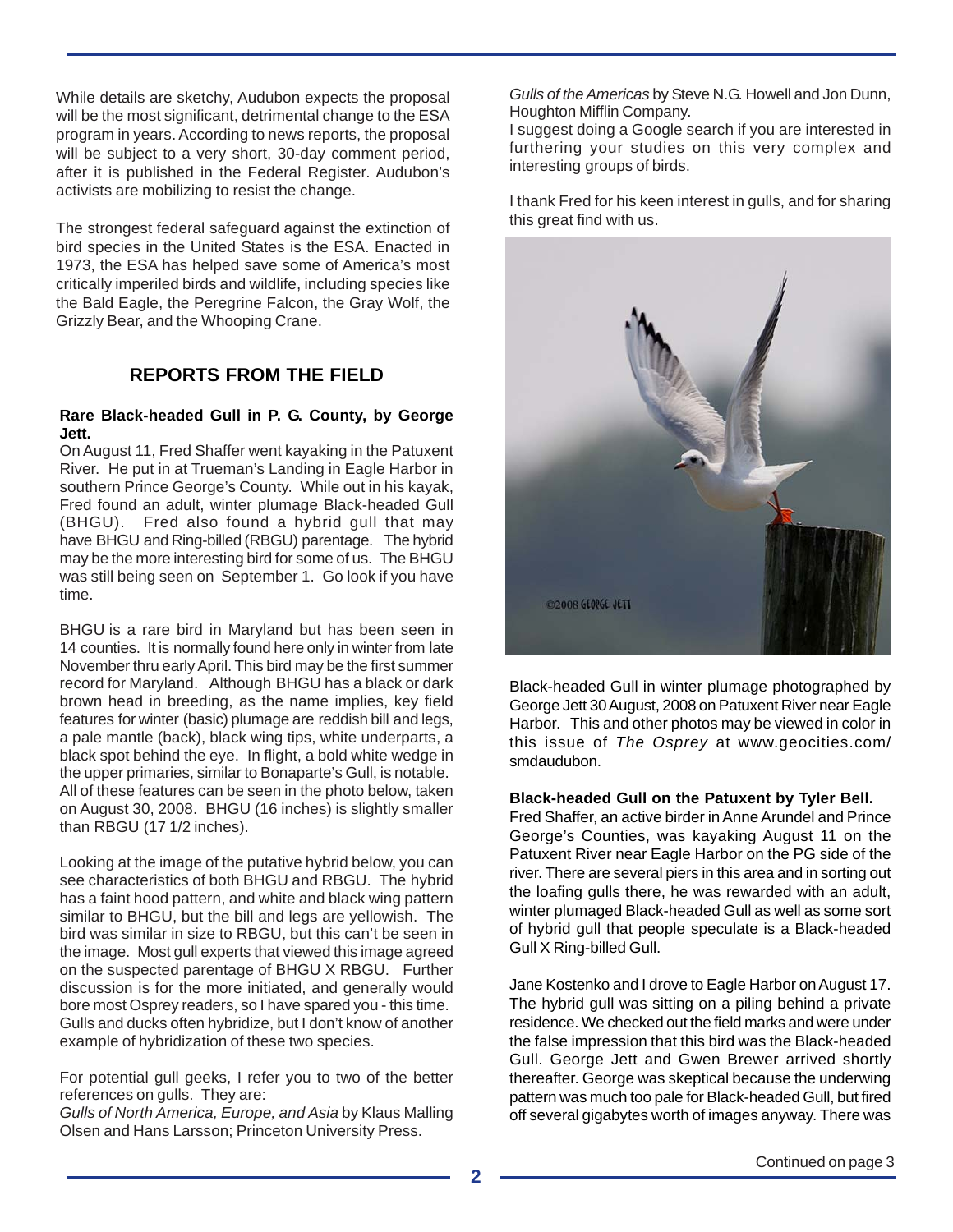While details are sketchy, Audubon expects the proposal will be the most significant, detrimental change to the ESA program in years. According to news reports, the proposal will be subject to a very short, 30-day comment period, after it is published in the Federal Register. Audubon's activists are mobilizing to resist the change.

The strongest federal safeguard against the extinction of bird species in the United States is the ESA. Enacted in 1973, the ESA has helped save some of America's most critically imperiled birds and wildlife, including species like the Bald Eagle, the Peregrine Falcon, the Gray Wolf, the Grizzly Bear, and the Whooping Crane.

## REPORTS FROM THE FIELD

**Rare Black-headed Gull in P. G. County, by George Jett.**

On August 11, Fred Shaffer went kayaking in the Patuxent River. He put in at Trueman's Landing in Eagle Harbor in southern Prince George's County. While out in his kayak, Fred found an adult, winter plumage Black-headed Gull (BHGU). Fred also found a hybrid gull that may have BHGU and Ring-billed (RBGU) parentage. The hybrid may be the more interesting bird for some of us. The BHGU was still being seen on September 1. Go look if you have time.

BHGU is a rare bird in Maryland but has been seen in 14 counties. It is normally found here only in winter from late November thru early April. This bird may be the first summer record for Maryland. Although BHGU has a black or dark brown head in breeding, as the name implies, key field features for winter (basic) plumage are reddish bill and legs, a pale mantle (back), black wing tips, white underparts, a black spot behind the eye. In flight, a bold white wedge in the upper primaries, similar to Bonaparte's Gull, is notable. All of these features can be seen in the photo below, taken on August 30, 2008. BHGU (16 inches) is slightly smaller than RBGU (17 1/2 inches).

Looking at the image of the putative hybrid below, you can see characteristics of both BHGU and RBGU. The hybrid has a faint hood pattern, and white and black wing pattern similar to BHGU, but the bill and legs are yellowish. The bird was similar in size to RBGU, but this can't be seen in the image. Most gull experts that viewed this image agreed on the suspected parentage of BHGU X RBGU. Further discussion is for the more initiated, and generally would bore most Osprey readers, so I have spared you - this time. Gulls and ducks often hybridize, but I don't know of another example of hybridization of these two species.

For potential gull geeks, I refer you to two of the better references on gulls. They are:

*Gulls of North America, Europe, and Asia* by Klaus Malling Olsen and Hans Larsson; Princeton University Press.

*Gulls of the Americas* by Steve N.G. Howell and Jon Dunn, Houghton Mifflin Company.

I suggest doing a Google search if you are interested in furthering your studies on this very complex and interesting groups of birds.

I thank Fred for his keen interest in gulls, and for sharing this great find with us.

Black-headed Gull in winter plumage photographed by George Jett 30 August, 2008 on Patuxent River near Eagle Harbor. This and other photos may be viewed in color in this issue of *The Osprey* at www.geocities.com/smdaudubon.

**Black-headed Gull on the Patuxent by Tyler Bell.**

Fred Shaffer, an active birder in Anne Arundel and Prince George's Counties, was kayaking August 11 on the Patuxent River near Eagle Harbor on the PG side of the river. There are several piers in this area and in sorting out the loafing gulls there, he was rewarded with an adult, winter plumaged Black-headed Gull as well as some sort of hybrid gull that people speculate is a Black-headed Gull X Ring-billed Gull.

Jane Kostenko and I drove to Eagle Harbor on August 17. The hybrid gull was sitting on a piling behind a private residence. We checked out the field marks and were under the false impression that this bird was the Black-headed Gull. George Jett and Gwen Brewer arrived shortly thereafter. George was skeptical because the underwing pattern was much too pale for Black-headed Gull, but fired off several gigabytes worth of images anyway. There was

Continued on page 3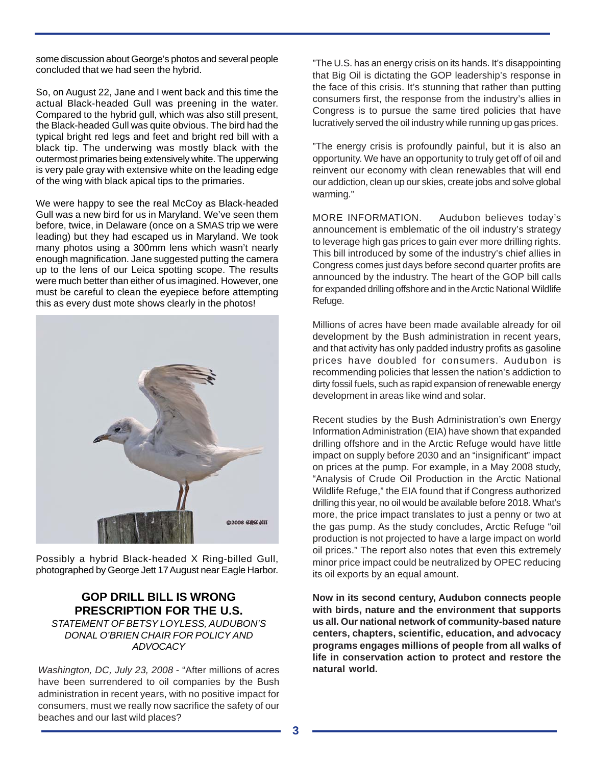some discussion about George's photos and several people concluded that we had seen the hybrid.

So, on August 22, Jane and I went back and this time the actual Black-headed Gull was preening in the water. Compared to the hybrid gull, which was also still present, the Black-headed Gull was quite obvious. The bird had the typical bright red legs and feet and bright red bill with a black tip. The underwing was mostly black with the outermost primaries being extensively white. The upperwing is very pale gray with extensive white on the leading edge of the wing with black apical tips to the primaries.

We were happy to see the real McCoy as Black-headed Gull was a new bird for us in Maryland. We've seen them before, twice, in Delaware (once on a SMAS trip we were leading) but they had escaped us in Maryland. We took many photos using a 300mm lens which wasn't nearly enough magnification. Jane suggested putting the camera up to the lens of our Leica spotting scope. The results were much better than either of us imagined. However, one must be careful to clean the eyepiece before attempting this as every dust mote shows clearly in the photos!

Possibly a hybrid Black-headed X Ring-billed Gull, photographed by George Jett 17 August near Eagle Harbor.

## GOP DRILL BILL IS WRONG PRESCRIPTION FOR THE U.S.

*STATEMENT OF BETSY LOYLESS, AUDUBON'S DONAL O'BRIEN CHAIR FOR POLICY AND ADVOCACY*

*Washington, DC, July 23, 2008* - "After millions of acres have been surrendered to oil companies by the Bush administration in recent years, with no positive impact for consumers, must we really now sacrifice the safety of our beaches and our last wild places?

"The U.S. has an energy crisis on its hands. It's disappointing that Big Oil is dictating the GOP leadership's response in the face of this crisis. It's stunning that rather than putting consumers first, the response from the industry's allies in Congress is to pursue the same tired policies that have lucratively served the oil industry while running up gas prices.

"The energy crisis is profoundly painful, but it is also an opportunity. We have an opportunity to truly get off of oil and reinvent our economy with clean renewables that will end our addiction, clean up our skies, create jobs and solve global warming."

MORE INFORMATION. Audubon believes today's announcement is emblematic of the oil industry's strategy to leverage high gas prices to gain ever more drilling rights. This bill introduced by some of the industry's chief allies in Congress comes just days before second quarter profits are announced by the industry. The heart of the GOP bill calls for expanded drilling offshore and in the Arctic National Wildlife Refuge.

Millions of acres have been made available already for oil development by the Bush administration in recent years, and that activity has only padded industry profits as gasoline prices have doubled for consumers. Audubon is recommending policies that lessen the nation's addiction to dirty fossil fuels, such as rapid expansion of renewable energy development in areas like wind and solar.

Recent studies by the Bush Administration's own Energy Information Administration (EIA) have shown that expanded drilling offshore and in the Arctic Refuge would have little impact on supply before 2030 and an "insignificant" impact on prices at the pump. For example, in a May 2008 study, "Analysis of Crude Oil Production in the Arctic National Wildlife Refuge," the EIA found that if Congress authorized drilling this year, no oil would be available before 2018. What's more, the price impact translates to just a penny or two at the gas pump. As the study concludes, Arctic Refuge "oil production is not projected to have a large impact on world oil prices." The report also notes that even this extremely minor price impact could be neutralized by OPEC reducing its oil exports by an equal amount.

**Now in its second century, Audubon connects people with birds, nature and the environment that supports us all. Our national network of community-based nature centers, chapters, scientific, education, and advocacy programs engages millions of people from all walks of life in conservation action to protect and restore the natural world.**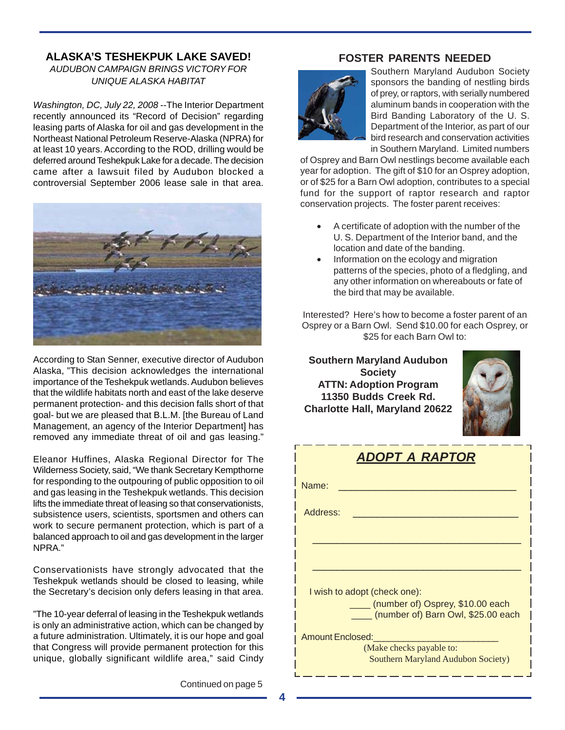## ALASKA'S TESHEKPUK LAKE SAVED!

*AUDUBON CAMPAIGN BRINGS VICTORY FOR UNIQUE ALASKA HABITAT*

*Washington, DC, July 22, 2008* --The Interior Department recently announced its "Record of Decision" regarding leasing parts of Alaska for oil and gas development in the Northeast National Petroleum Reserve-Alaska (NPRA) for at least 10 years. According to the ROD, drilling would be deferred around Teshekpuk Lake for a decade. The decision came after a lawsuit filed by Audubon blocked a controversial September 2006 lease sale in that area.

According to Stan Senner, executive director of Audubon Alaska, "This decision acknowledges the international importance of the Teshekpuk wetlands. Audubon believes that the wildlife habitats north and east of the lake deserve permanent protection- and this decision falls short of that goal- but we are pleased that B.L.M. [the Bureau of Land Management, an agency of the Interior Department] has removed any immediate threat of oil and gas leasing."

Eleanor Huffines, Alaska Regional Director for The Wilderness Society, said, "We thank Secretary Kempthorne for responding to the outpouring of public opposition to oil and gas leasing in the Teshekpuk wetlands. This decision lifts the immediate threat of leasing so that conservationists, subsistence users, scientists, sportsmen and others can work to secure permanent protection, which is part of a balanced approach to oil and gas development in the larger NPRA."

Conservationists have strongly advocated that the Teshekpuk wetlands should be closed to leasing, while the Secretary's decision only defers leasing in that area.

"The 10-year deferral of leasing in the Teshekpuk wetlands is only an administrative action, which can be changed by a future administration. Ultimately, it is our hope and goal that Congress will provide permanent protection for this unique, globally significant wildlife area," said Cindy

Continued on page 5

## FOSTER PARENTS NEEDED

Southern Maryland Audubon Society sponsors the banding of nestling birds of prey, or raptors, with serially numbered aluminum bands in cooperation with the Bird Banding Laboratory of the U. S. Department of the Interior, as part of our bird research and conservation activities in Southern Maryland. Limited numbers of Osprey and Barn Owl nestlings become available each year for adoption. The gift of $10 for an Osprey adoption, or of $25 for a Barn Owl adoption, contributes to a special fund for the support of raptor research and raptor conservation projects. The foster parent receives:

- A certificate of adoption with the number of the U. S. Department of the Interior band, and the location and date of the banding.
- Information on the ecology and migration patterns of the species, photo of a fledgling, and any other information on whereabouts or fate of the bird that may be available.

Interested? Here's how to become a foster parent of an Osprey or a Barn Owl. Send $10.00 for each Osprey, or $25 for each Barn Owl to:

**Southern Maryland Audubon Society**
**ATTN: Adoption Program**
**11350 Budds Creek Rd.**
**Charlotte Hall, Maryland 20622**

### *ADOPT A RAPTOR*

Name: ________________________________

Address: ______________________________

________________________________________

________________________________________

I wish to adopt (check one):

____ (number of) Osprey, $10.00 each

____ (number of) Barn Owl, $25.00 each

Amount Enclosed:________________________

(Make checks payable to: Southern Maryland Audubon Society)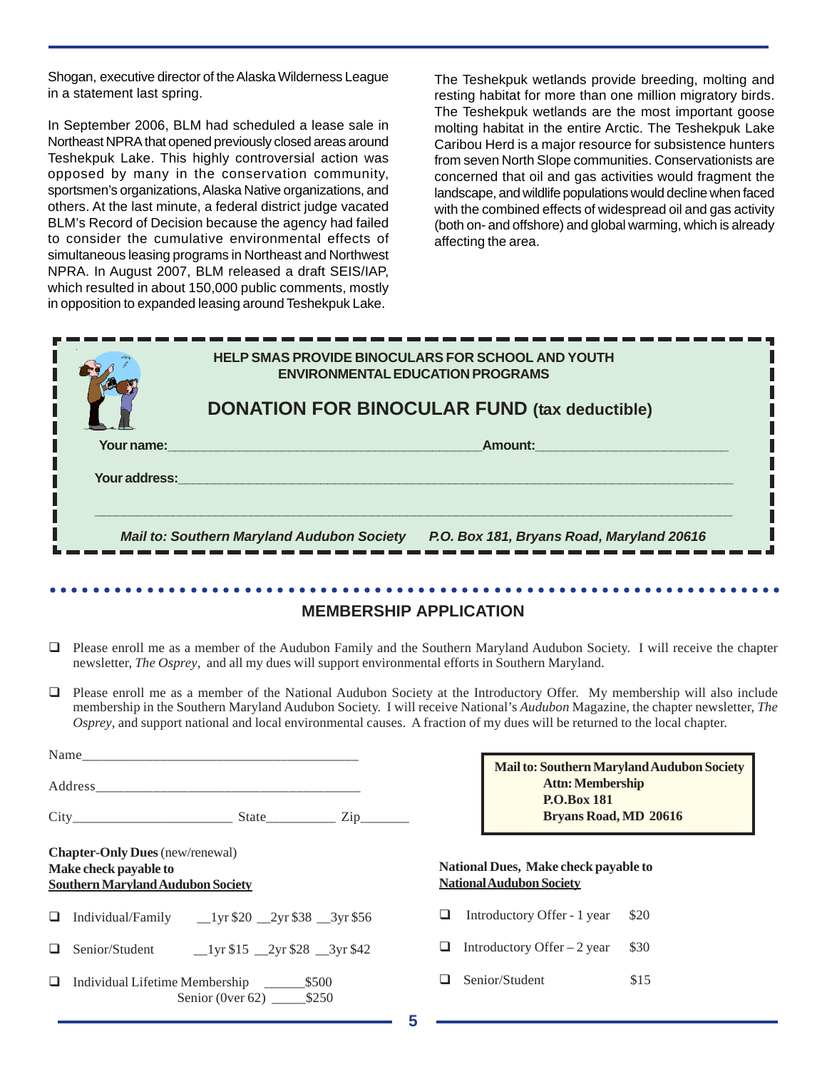Shogan, executive director of the Alaska Wilderness League in a statement last spring.

In September 2006, BLM had scheduled a lease sale in Northeast NPRA that opened previously closed areas around Teshekpuk Lake. This highly controversial action was opposed by many in the conservation community, sportsmen's organizations, Alaska Native organizations, and others. At the last minute, a federal district judge vacated BLM's Record of Decision because the agency had failed to consider the cumulative environmental effects of simultaneous leasing programs in Northeast and Northwest NPRA. In August 2007, BLM released a draft SEIS/IAP, which resulted in about 150,000 public comments, mostly in opposition to expanded leasing around Teshekpuk Lake.

The Teshekpuk wetlands provide breeding, molting and resting habitat for more than one million migratory birds. The Teshekpuk wetlands are the most important goose molting habitat in the entire Arctic. The Teshekpuk Lake Caribou Herd is a major resource for subsistence hunters from seven North Slope communities. Conservationists are concerned that oil and gas activities would fragment the landscape, and wildlife populations would decline when faced with the combined effects of widespread oil and gas activity (both on- and offshore) and global warming, which is already affecting the area.

---

**HELP SMAS PROVIDE BINOCULARS FOR SCHOOL AND YOUTH ENVIRONMENTAL EDUCATION PROGRAMS**

## DONATION FOR BINOCULAR FUND (tax deductible)

**Your name:**\_\_\_\_\_\_\_\_\_\_\_\_\_\_\_\_\_\_\_\_\_\_\_\_\_\_\_\_\_\_\_\_ **Amount:**\_\_\_\_\_\_\_\_\_\_\_\_\_\_\_\_\_\_\_\_

**Your address:**\_\_\_\_\_\_\_\_\_\_\_\_\_\_\_\_\_\_\_\_\_\_\_\_\_\_\_\_\_\_\_\_\_\_\_\_\_\_\_\_\_\_\_\_\_\_\_\_\_\_\_\_

\_\_\_\_\_\_\_\_\_\_\_\_\_\_\_\_\_\_\_\_\_\_\_\_\_\_\_\_\_\_\_\_\_\_\_\_\_\_\_\_\_\_\_\_\_\_\_\_\_\_\_\_\_\_\_\_\_\_\_\_\_\_\_\_

***Mail to: Southern Maryland Audubon Society P.O. Box 181, Bryans Road, Maryland 20616***

---

## MEMBERSHIP APPLICATION

- ❑ Please enroll me as a member of the Audubon Family and the Southern Maryland Audubon Society. I will receive the chapter newsletter, *The Osprey*, and all my dues will support environmental efforts in Southern Maryland.
- ❑ Please enroll me as a member of the National Audubon Society at the Introductory Offer. My membership will also include membership in the Southern Maryland Audubon Society. I will receive National's *Audubon* Magazine, the chapter newsletter, *The Osprey*, and support national and local environmental causes. A fraction of my dues will be returned to the local chapter.

Name\_\_\_\_\_\_\_\_\_\_\_\_\_\_\_\_\_\_\_\_\_\_\_\_\_\_\_\_\_\_\_\_\_\_\_\_

Address\_\_\_\_\_\_\_\_\_\_\_\_\_\_\_\_\_\_\_\_\_\_\_\_\_\_\_\_\_\_\_\_\_\_

City\_\_\_\_\_\_\_\_\_\_\_\_\_\_\_\_\_\_\_\_ State\_\_\_\_\_\_\_\_\_ Zip\_\_\_\_\_\_\_

**Mail to: Southern Maryland Audubon Society**
**Attn: Membership**
**P.O.Box 181**
**Bryans Road, MD 20616**

**Chapter-Only Dues** (new/renewal)
**Make check payable to**
**Southern Maryland Audubon Society**

- ❑ Individual/Family \_\_1yr $20 \_\_2yr $38 \_\_3yr $56
- ❑ Senior/Student \_\_1yr $15 \_\_2yr $28 \_\_3yr $42
- ❑ Individual Lifetime Membership \_\_\_\_\_\_$500
  Senior (0ver 62) \_\_\_\_\_$250

**National Dues, Make check payable to**
**National Audubon Society**

- ❑ Introductory Offer - 1 year $20
- ❑ Introductory Offer – 2 year $30
- ❑ Senior/Student $15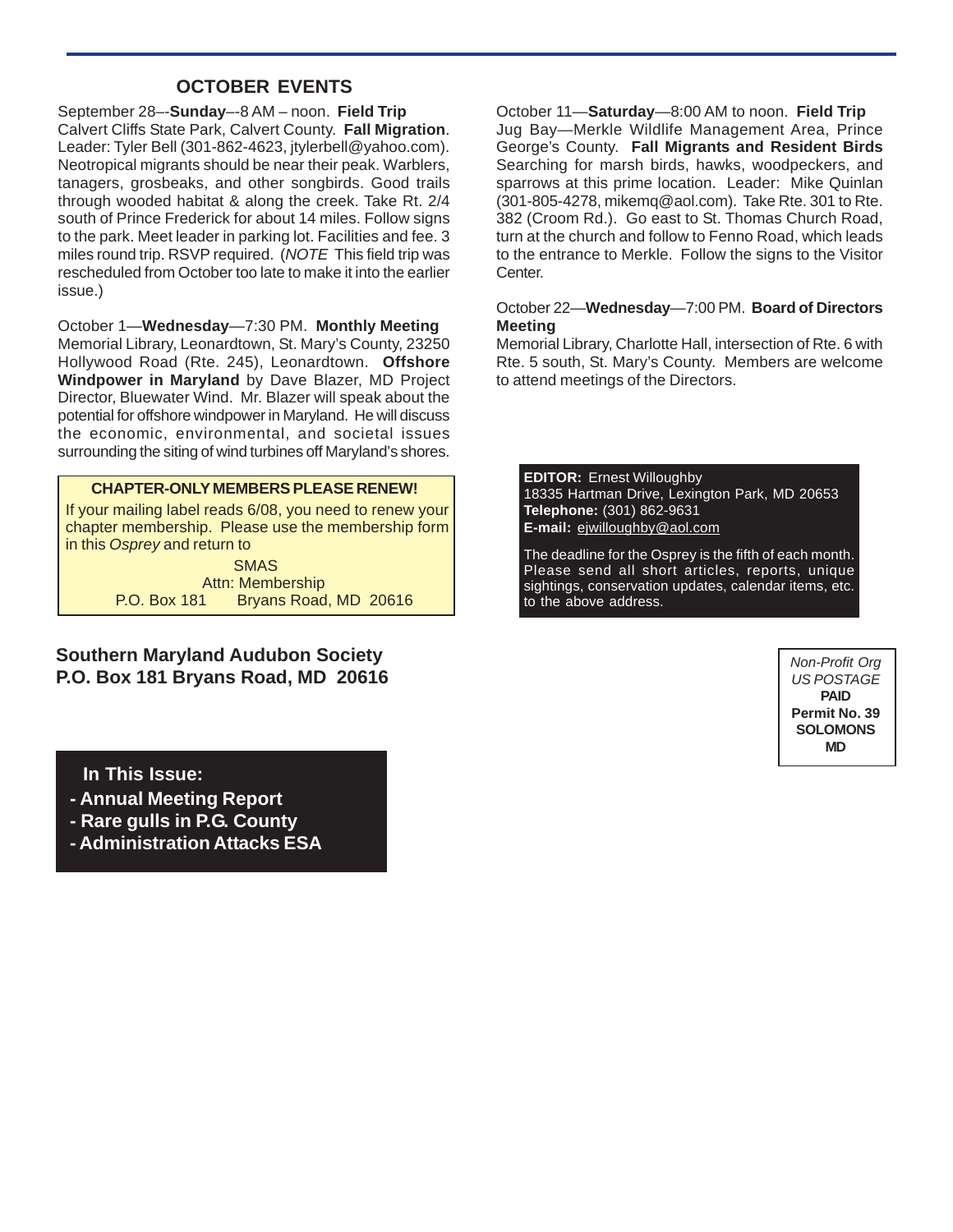## OCTOBER EVENTS

September 28–-**Sunday**–-8 AM – noon. **Field Trip**
Calvert Cliffs State Park, Calvert County. **Fall Migration**. Leader: Tyler Bell (301-862-4623, jtylerbell@yahoo.com). Neotropical migrants should be near their peak. Warblers, tanagers, grosbeaks, and other songbirds. Good trails through wooded habitat & along the creek. Take Rt. 2/4 south of Prince Frederick for about 14 miles. Follow signs to the park. Meet leader in parking lot. Facilities and fee. 3 miles round trip. RSVP required. (*NOTE* This field trip was rescheduled from October too late to make it into the earlier issue.)

October 1—**Wednesday**—7:30 PM. **Monthly Meeting**
Memorial Library, Leonardtown, St. Mary's County, 23250 Hollywood Road (Rte. 245), Leonardtown. **Offshore Windpower in Maryland** by Dave Blazer, MD Project Director, Bluewater Wind. Mr. Blazer will speak about the potential for offshore windpower in Maryland. He will discuss the economic, environmental, and societal issues surrounding the siting of wind turbines off Maryland's shores.

October 11—**Saturday**—8:00 AM to noon. **Field Trip**
Jug Bay—Merkle Wildlife Management Area, Prince George's County. **Fall Migrants and Resident Birds** Searching for marsh birds, hawks, woodpeckers, and sparrows at this prime location. Leader: Mike Quinlan (301-805-4278, mikemq@aol.com). Take Rte. 301 to Rte. 382 (Croom Rd.). Go east to St. Thomas Church Road, turn at the church and follow to Fenno Road, which leads to the entrance to Merkle. Follow the signs to the Visitor Center.

October 22—**Wednesday**—7:00 PM. **Board of Directors Meeting**
Memorial Library, Charlotte Hall, intersection of Rte. 6 with Rte. 5 south, St. Mary's County. Members are welcome to attend meetings of the Directors.

**CHAPTER-ONLY MEMBERS PLEASE RENEW!**

If your mailing label reads 6/08, you need to renew your chapter membership. Please use the membership form in this *Osprey* and return to

SMAS
Attn: Membership
P.O. Box 181 Bryans Road, MD 20616

**EDITOR:** Ernest Willoughby
18335 Hartman Drive, Lexington Park, MD 20653
**Telephone:** (301) 862-9631
**E-mail:** ejwilloughby@aol.com

The deadline for the Osprey is the fifth of each month. Please send all short articles, reports, unique sightings, conservation updates, calendar items, etc. to the above address.

**Southern Maryland Audubon Society**
**P.O. Box 181 Bryans Road, MD 20616**

*Non-Profit Org*
*US POSTAGE*
**PAID**
**Permit No. 39**
**SOLOMONS**
**MD**

**In This Issue:**

- **Annual Meeting Report**
- **Rare gulls in P.G. County**
- **Administration Attacks ESA**